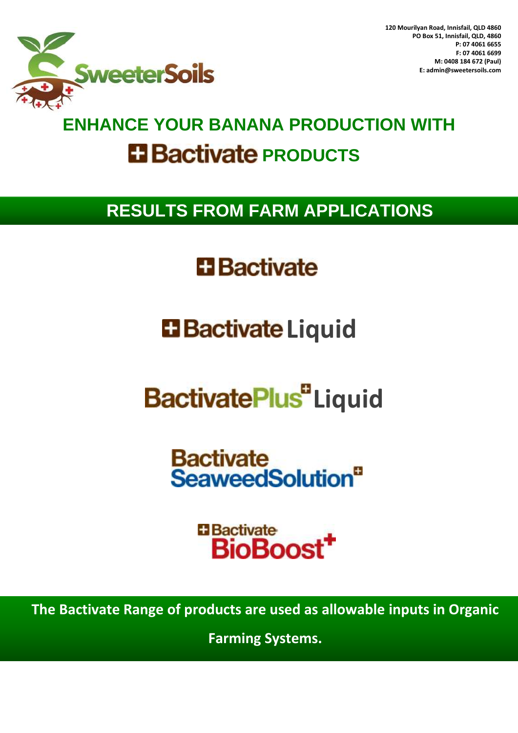SweeterSoils

120 Mourilyan Road, Innisfail, QLD 4860
PO Box 51, Innisfail, QLD, 4860
P: 07 4061 6655
F: 07 4061 6699
M: 0408 184 672 (Paul)
E: admin@sweetersoils.com

# ENHANCE YOUR BANANA PRODUCTION WITH Bactivate PRODUCTS

## RESULTS FROM FARM APPLICATIONS

Bactivate

Bactivate Liquid

BactivatePlus Liquid

Bactivate SeaweedSolution

Bactivate BioBoost

**The Bactivate Range of products are used as allowable inputs in Organic Farming Systems.**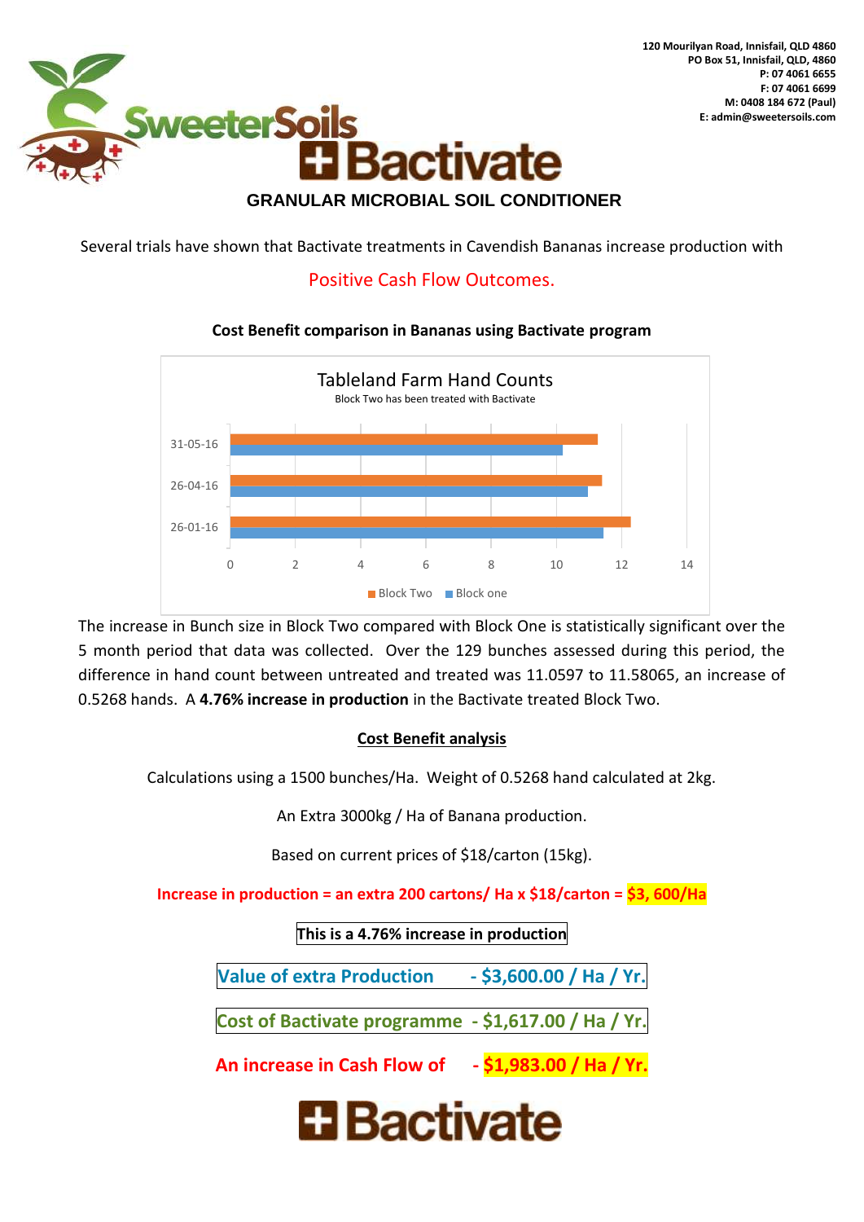120 Mourilyan Road, Innisfail, QLD 4860
PO Box 51, Innisfail, QLD, 4860
P: 07 4061 6655
F: 07 4061 6699
M: 0408 184 672 (Paul)
E: admin@sweetersoils.com

SweeterSoils

# Bactivate

## GRANULAR MICROBIAL SOIL CONDITIONER

Several trials have shown that Bactivate treatments in Cavendish Bananas increase production with

Positive Cash Flow Outcomes.

**Cost Benefit comparison in Bananas using Bactivate program**

Tableland Farm Hand Counts

Block Two has been treated with Bactivate

| Date | Block Two | Block one |
|---|---|---|
| 31-05-16 | ~11.25 | ~10.2 |
| 26-04-16 | ~11.4 | ~10.95 |
| 26-01-16 | ~12.25 | ~11.45 |

The increase in Bunch size in Block Two compared with Block One is statistically significant over the 5 month period that data was collected. Over the 129 bunches assessed during this period, the difference in hand count between untreated and treated was 11.0597 to 11.58065, an increase of 0.5268 hands. A **4.76% increase in production** in the Bactivate treated Block Two.

**Cost Benefit analysis**

Calculations using a 1500 bunches/Ha. Weight of 0.5268 hand calculated at 2kg.

An Extra 3000kg / Ha of Banana production.

Based on current prices of $18/carton (15kg).

**Increase in production = an extra 200 cartons/ Ha x $18/carton = $3, 600/Ha**

**This is a 4.76% increase in production**

**Value of extra Production - $3,600.00 / Ha / Yr.**

**Cost of Bactivate programme - $1,617.00 / Ha / Yr.**

**An increase in Cash Flow of - $1,983.00 / Ha / Yr.**

Bactivate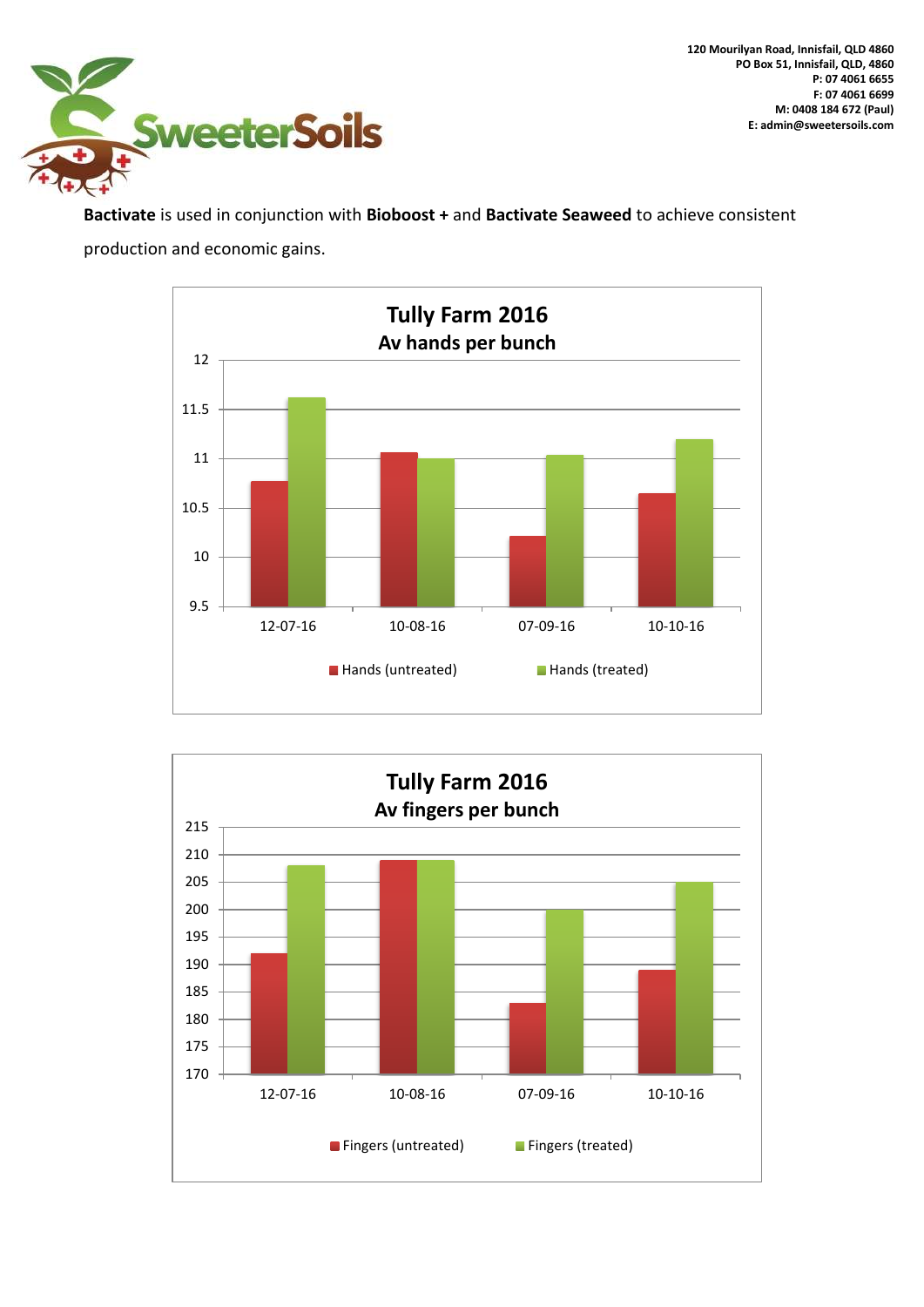120 Mourilyan Road, Innisfail, QLD 4860
PO Box 51, Innisfail, QLD, 4860
P: 07 4061 6655
F: 07 4061 6699
M: 0408 184 672 (Paul)
E: admin@sweetersoils.com

**Bactivate** is used in conjunction with **Bioboost +** and **Bactivate Seaweed** to achieve consistent production and economic gains.

**Tully Farm 2016**
**Av hands per bunch**

12
11.5
11
10.5
10
9.5

12-07-16 10-08-16 07-09-16 10-10-16

Hands (untreated) Hands (treated)

**Tully Farm 2016**
**Av fingers per bunch**

215
210
205
200
195
190
185
180
175
170

12-07-16 10-08-16 07-09-16 10-10-16

Fingers (untreated) Fingers (treated)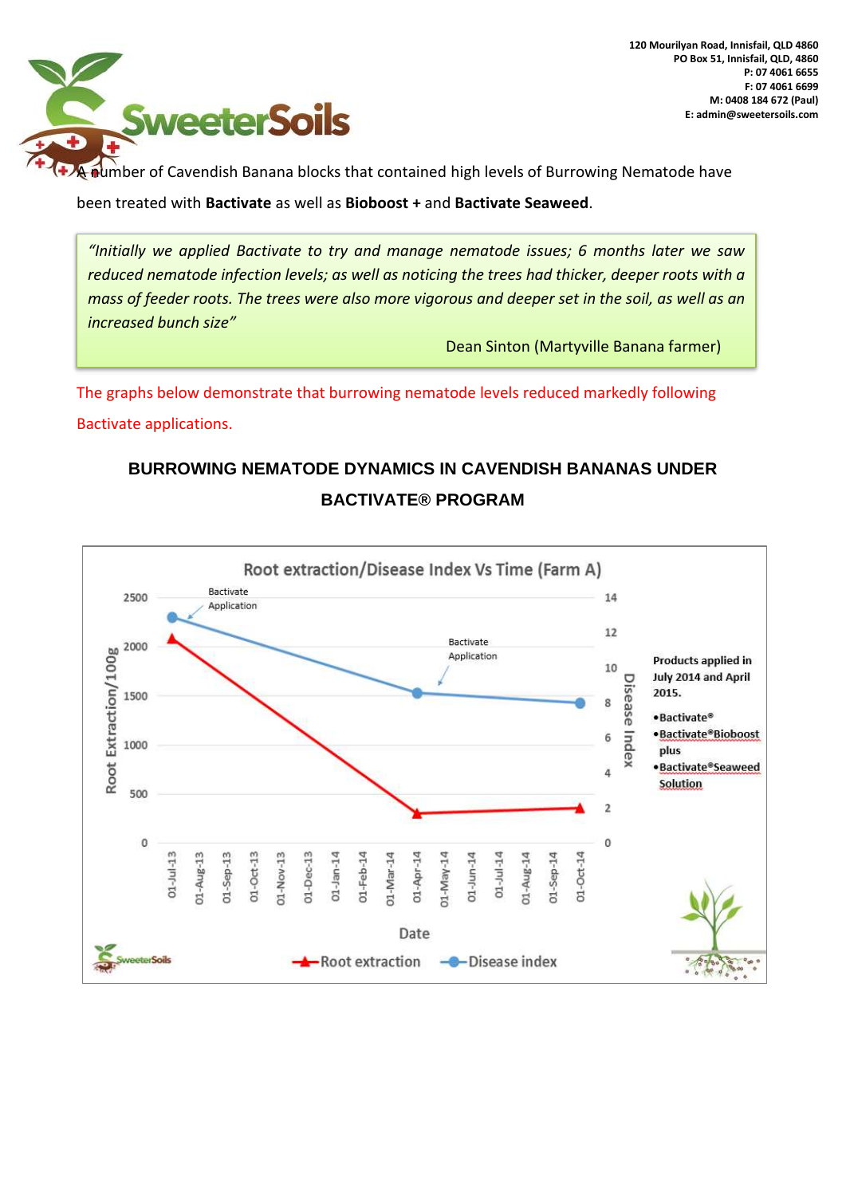120 Mourilyan Road, Innisfail, QLD 4860
PO Box 51, Innisfail, QLD, 4860
P: 07 4061 6655
F: 07 4061 6699
M: 0408 184 672 (Paul)
E: admin@sweetersoils.com

A number of Cavendish Banana blocks that contained high levels of Burrowing Nematode have been treated with **Bactivate** as well as **Bioboost +** and **Bactivate Seaweed**.

> *"Initially we applied Bactivate to try and manage nematode issues; 6 months later we saw reduced nematode infection levels; as well as noticing the trees had thicker, deeper roots with a mass of feeder roots. The trees were also more vigorous and deeper set in the soil, as well as an increased bunch size"*
>
> Dean Sinton (Martyville Banana farmer)

The graphs below demonstrate that burrowing nematode levels reduced markedly following Bactivate applications.

## BURROWING NEMATODE DYNAMICS IN CAVENDISH BANANAS UNDER BACTIVATE® PROGRAM

Root extraction/Disease Index Vs Time (Farm A)

Products applied in July 2014 and April 2015.

- Bactivate®
- Bactivate®Bioboost plus
- Bactivate®Seaweed Solution

| Date | Root extraction (Root Extraction/100g) | Disease index | Note |
|---|---|---|---|
| 01-Jul-13 | ~2100 | ~13.2 | Bactivate Application |
| 01-Apr-14 | ~300 | ~8.7 | Bactivate Application |
| 01-Oct-14 | ~350 | ~8.1 | |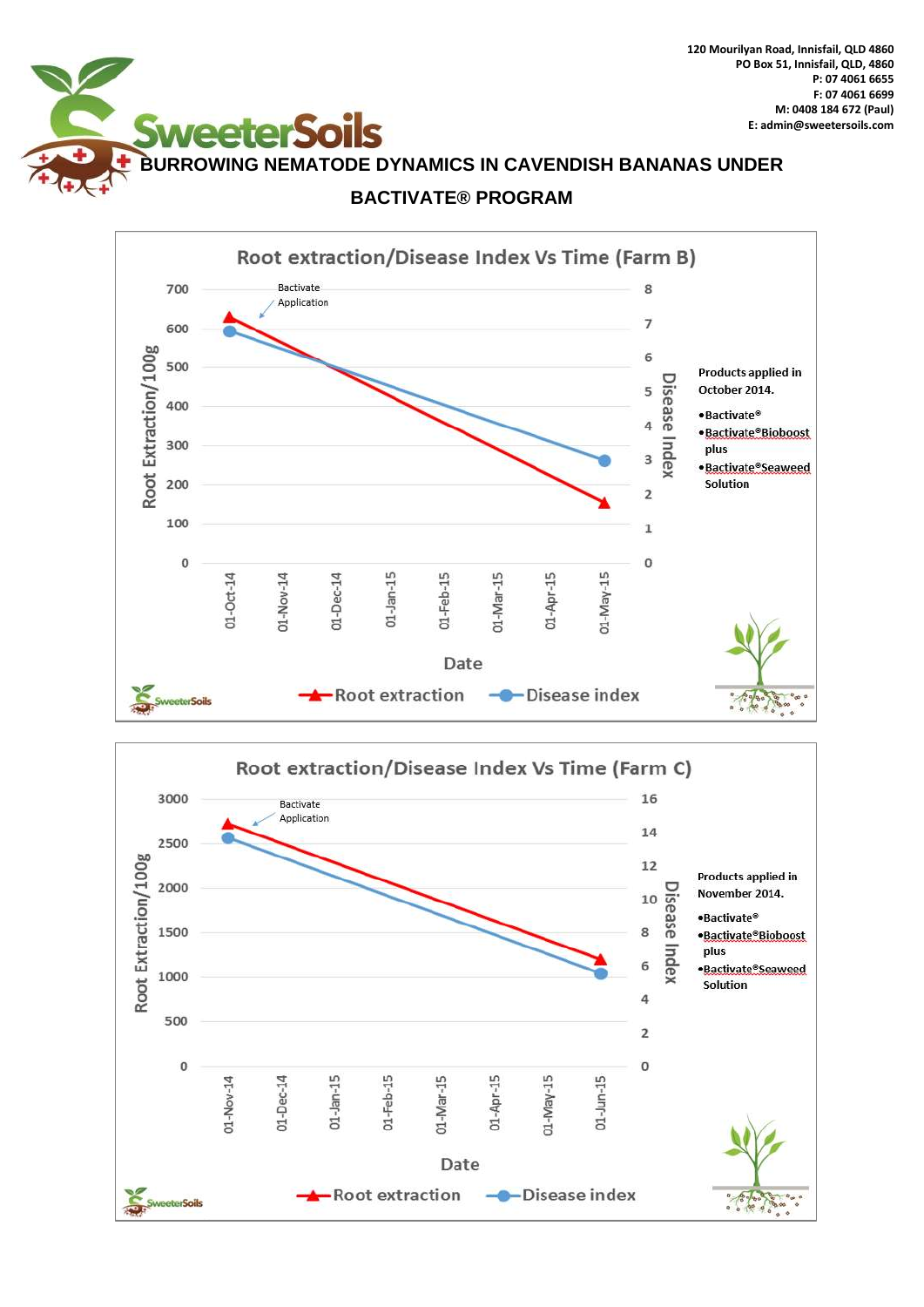# BURROWING NEMATODE DYNAMICS IN CAVENDISH BANANAS UNDER BACTIVATE® PROGRAM

## Root extraction/Disease Index Vs Time (Farm B)

Bactivate Application

Products applied in October 2014.

- Bactivate®
- Bactivate®Bioboost plus
- Bactivate®Seaweed Solution

Root Extraction/100g | Disease Index | Date

Root extraction | Disease index

## Root extraction/Disease Index Vs Time (Farm C)

Bactivate Application

Products applied in November 2014.

- Bactivate®
- Bactivate®Bioboost plus
- Bactivate®Seaweed Solution

Root Extraction/100g | Disease Index | Date

Root extraction | Disease index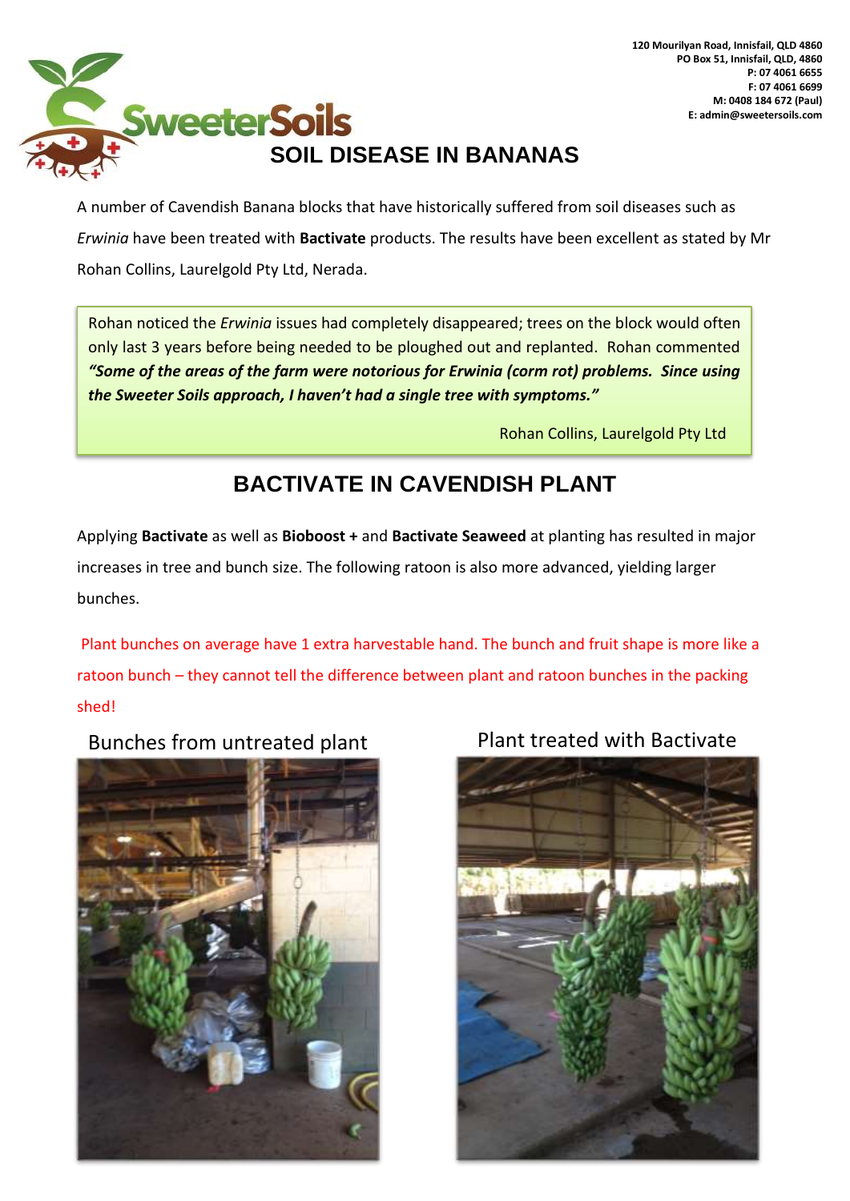120 Mourilyan Road, Innisfail, QLD 4860
PO Box 51, Innisfail, QLD, 4860
P: 07 4061 6655
F: 07 4061 6699
M: 0408 184 672 (Paul)
E: admin@sweetersoils.com

SweeterSoils

# SOIL DISEASE IN BANANAS

A number of Cavendish Banana blocks that have historically suffered from soil diseases such as *Erwinia* have been treated with **Bactivate** products. The results have been excellent as stated by Mr Rohan Collins, Laurelgold Pty Ltd, Nerada.

> Rohan noticed the *Erwinia* issues had completely disappeared; trees on the block would often only last 3 years before being needed to be ploughed out and replanted. Rohan commented ***"Some of the areas of the farm were notorious for Erwinia (corm rot) problems. Since using the Sweeter Soils approach, I haven't had a single tree with symptoms."***
>
> Rohan Collins, Laurelgold Pty Ltd

# BACTIVATE IN CAVENDISH PLANT

Applying **Bactivate** as well as **Bioboost +** and **Bactivate Seaweed** at planting has resulted in major increases in tree and bunch size. The following ratoon is also more advanced, yielding larger bunches.

Plant bunches on average have 1 extra harvestable hand. The bunch and fruit shape is more like a ratoon bunch – they cannot tell the difference between plant and ratoon bunches in the packing shed!

Bunches from untreated plant

Plant treated with Bactivate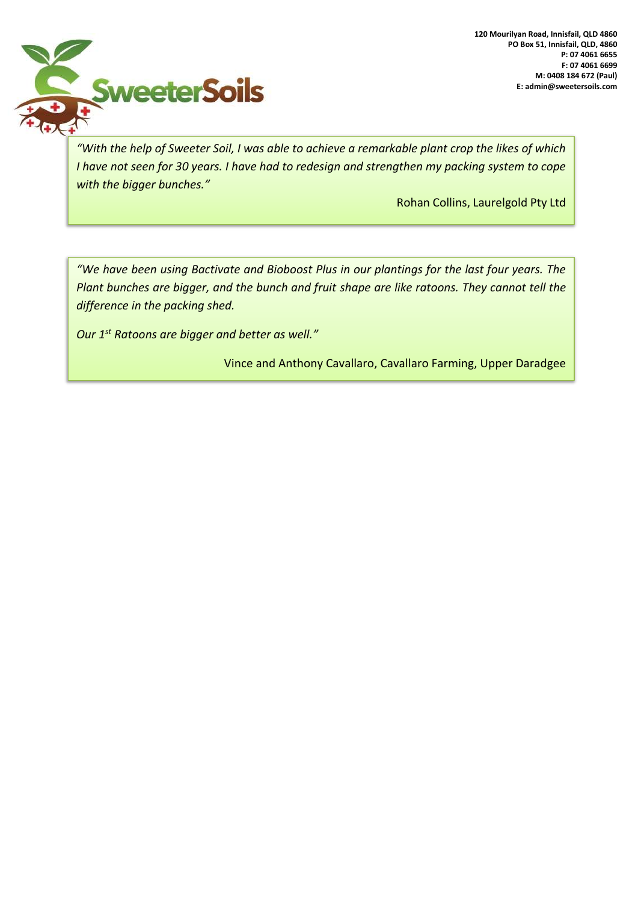120 Mourilyan Road, Innisfail, QLD 4860
PO Box 51, Innisfail, QLD, 4860
P: 07 4061 6655
F: 07 4061 6699
M: 0408 184 672 (Paul)
E: admin@sweetersoils.com

*"With the help of Sweeter Soil, I was able to achieve a remarkable plant crop the likes of which I have not seen for 30 years. I have had to redesign and strengthen my packing system to cope with the bigger bunches."*

Rohan Collins, Laurelgold Pty Ltd

*"We have been using Bactivate and Bioboost Plus in our plantings for the last four years. The Plant bunches are bigger, and the bunch and fruit shape are like ratoons. They cannot tell the difference in the packing shed.*

*Our 1st Ratoons are bigger and better as well."*

Vince and Anthony Cavallaro, Cavallaro Farming, Upper Daradgee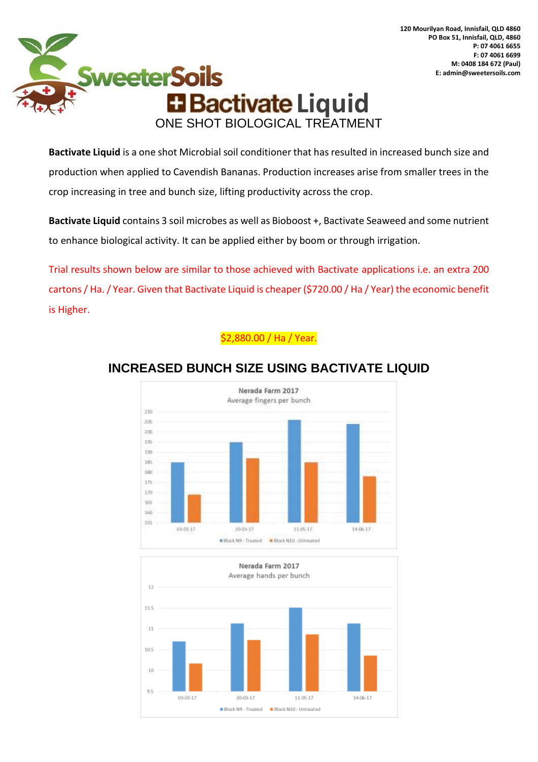120 Mourilyan Road, Innisfail, QLD 4860
PO Box 51, Innisfail, QLD, 4860
P: 07 4061 6655
F: 07 4061 6699
M: 0408 184 672 (Paul)
E: admin@sweetersoils.com

SweeterSoils

# Bactivate Liquid

ONE SHOT BIOLOGICAL TREATMENT

**Bactivate Liquid** is a one shot Microbial soil conditioner that has resulted in increased bunch size and production when applied to Cavendish Bananas. Production increases arise from smaller trees in the crop increasing in tree and bunch size, lifting productivity across the crop.

**Bactivate Liquid** contains 3 soil microbes as well as Bioboost +, Bactivate Seaweed and some nutrient to enhance biological activity. It can be applied either by boom or through irrigation.

Trial results shown below are similar to those achieved with Bactivate applications i.e. an extra 200 cartons / Ha. / Year. Given that Bactivate Liquid is cheaper ($720.00 / Ha / Year) the economic benefit is Higher.

$2,880.00 / Ha / Year.

## INCREASED BUNCH SIZE USING BACTIVATE LIQUID

Nerada Farm 2017
Average fingers per bunch

210
205
200
195
190
185
180
175
170
165
160
155

03-03-17
20-03-17
11-05-17
14-06-17

Block N9 - Treated
Block N10 - Untreated

Nerada Farm 2017
Average hands per bunch

12
11.5
11
10.5
10
9.5

03-03-17
20-03-17
11-05-17
14-06-17

Block N9 - Treated
Block N10 - Untreated